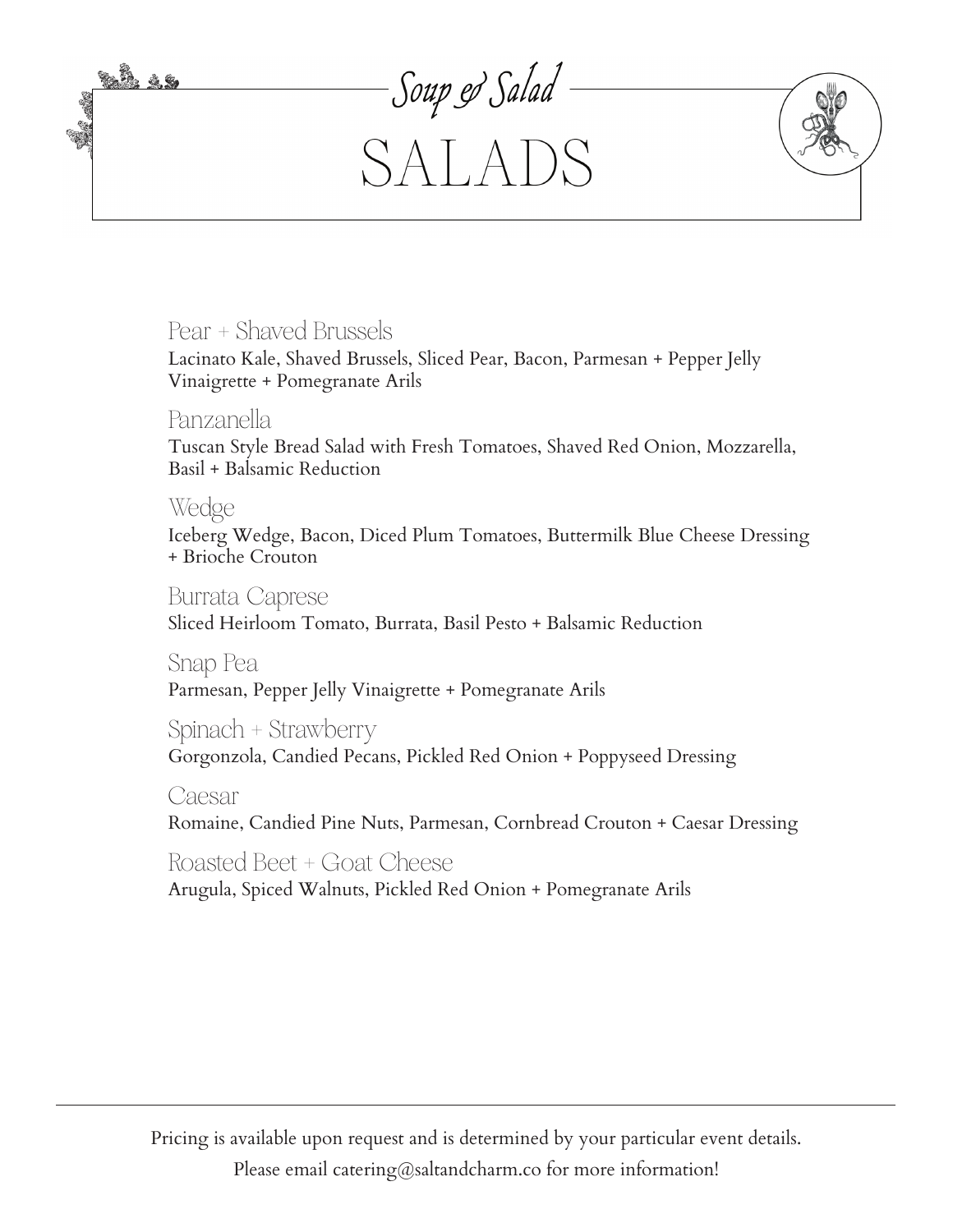*Soup & Salad*

# SALADS

### Pear + Shaved Brussels
Lacinato Kale, Shaved Brussels, Sliced Pear, Bacon, Parmesan + Pepper Jelly Vinaigrette + Pomegranate Arils

### Panzanella
Tuscan Style Bread Salad with Fresh Tomatoes, Shaved Red Onion, Mozzarella, Basil + Balsamic Reduction

### Wedge
Iceberg Wedge, Bacon, Diced Plum Tomatoes, Buttermilk Blue Cheese Dressing + Brioche Crouton

### Burrata Caprese
Sliced Heirloom Tomato, Burrata, Basil Pesto + Balsamic Reduction

### Snap Pea
Parmesan, Pepper Jelly Vinaigrette + Pomegranate Arils

### Spinach + Strawberry
Gorgonzola, Candied Pecans, Pickled Red Onion + Poppyseed Dressing

### Caesar
Romaine, Candied Pine Nuts, Parmesan, Cornbread Crouton + Caesar Dressing

### Roasted Beet + Goat Cheese
Arugula, Spiced Walnuts, Pickled Red Onion + Pomegranate Arils

---

Pricing is available upon request and is determined by your particular event details.
Please email catering@saltandcharm.co for more information!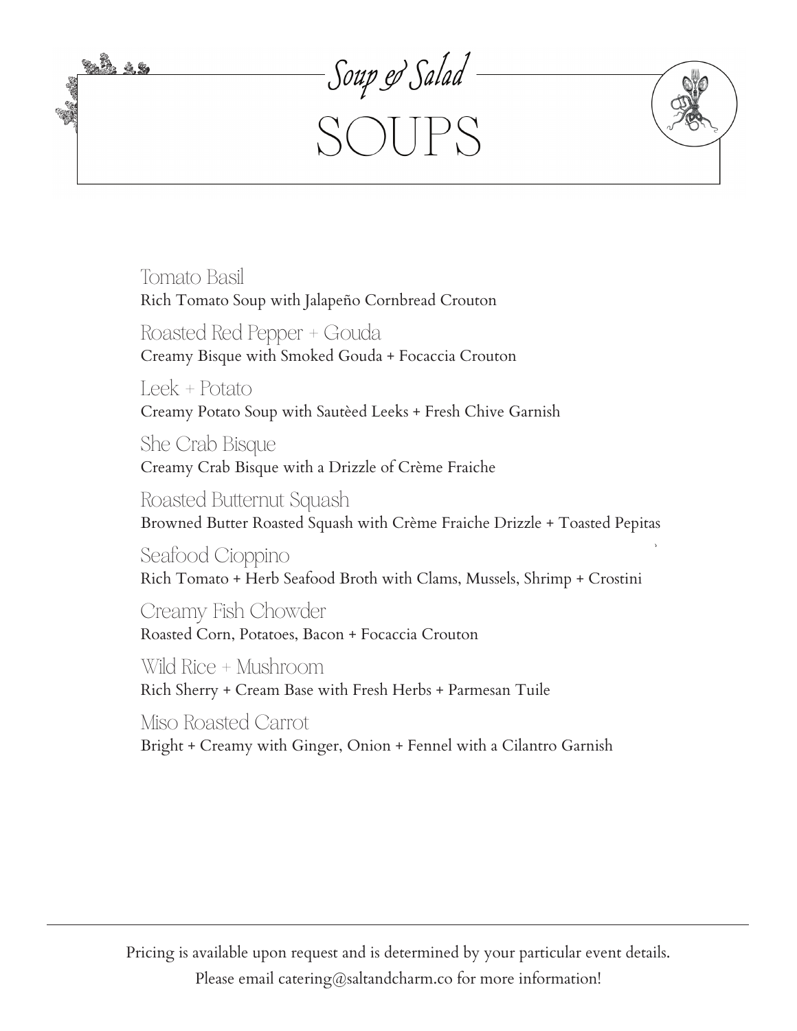*Soup & Salad*

# SOUPS

### Tomato Basil
Rich Tomato Soup with Jalapeño Cornbread Crouton

### Roasted Red Pepper + Gouda
Creamy Bisque with Smoked Gouda + Focaccia Crouton

### Leek + Potato
Creamy Potato Soup with Sautèed Leeks + Fresh Chive Garnish

### She Crab Bisque
Creamy Crab Bisque with a Drizzle of Crème Fraiche

### Roasted Butternut Squash
Browned Butter Roasted Squash with Crème Fraiche Drizzle + Toasted Pepitas

### Seafood Cioppino
Rich Tomato + Herb Seafood Broth with Clams, Mussels, Shrimp + Crostini

### Creamy Fish Chowder
Roasted Corn, Potatoes, Bacon + Focaccia Crouton

### Wild Rice + Mushroom
Rich Sherry + Cream Base with Fresh Herbs + Parmesan Tuile

### Miso Roasted Carrot
Bright + Creamy with Ginger, Onion + Fennel with a Cilantro Garnish

---

Pricing is available upon request and is determined by your particular event details.
Please email catering@saltandcharm.co for more information!